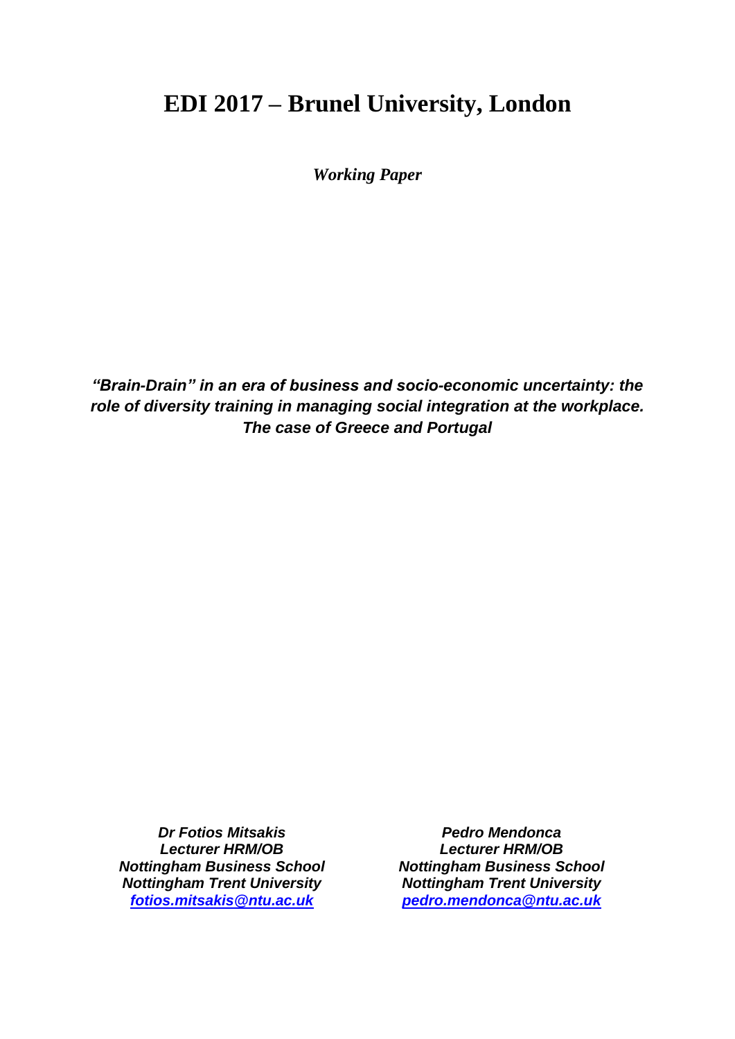# EDI 2017 – Brunel University, London

*Working Paper*

***"Brain-Drain" in an era of business and socio-economic uncertainty: the role of diversity training in managing social integration at the workplace. The case of Greece and Portugal***

***Dr Fotios Mitsakis***
***Lecturer HRM/OB***
***Nottingham Business School***
***Nottingham Trent University***
***fotios.mitsakis@ntu.ac.uk***

***Pedro Mendonca***
***Lecturer HRM/OB***
***Nottingham Business School***
***Nottingham Trent University***
***pedro.mendonca@ntu.ac.uk***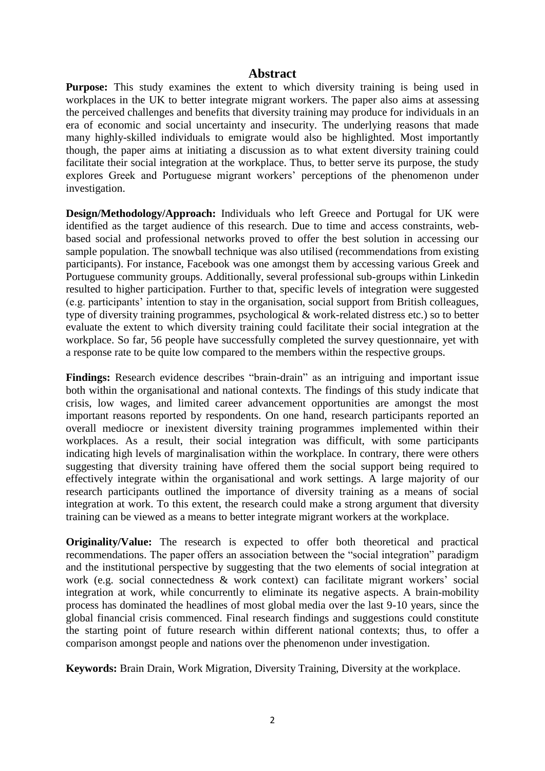# Abstract

**Purpose:** This study examines the extent to which diversity training is being used in workplaces in the UK to better integrate migrant workers. The paper also aims at assessing the perceived challenges and benefits that diversity training may produce for individuals in an era of economic and social uncertainty and insecurity. The underlying reasons that made many highly-skilled individuals to emigrate would also be highlighted. Most importantly though, the paper aims at initiating a discussion as to what extent diversity training could facilitate their social integration at the workplace. Thus, to better serve its purpose, the study explores Greek and Portuguese migrant workers' perceptions of the phenomenon under investigation.

**Design/Methodology/Approach:** Individuals who left Greece and Portugal for UK were identified as the target audience of this research. Due to time and access constraints, web-based social and professional networks proved to offer the best solution in accessing our sample population. The snowball technique was also utilised (recommendations from existing participants). For instance, Facebook was one amongst them by accessing various Greek and Portuguese community groups. Additionally, several professional sub-groups within Linkedin resulted to higher participation. Further to that, specific levels of integration were suggested (e.g. participants' intention to stay in the organisation, social support from British colleagues, type of diversity training programmes, psychological & work-related distress etc.) so to better evaluate the extent to which diversity training could facilitate their social integration at the workplace. So far, 56 people have successfully completed the survey questionnaire, yet with a response rate to be quite low compared to the members within the respective groups.

**Findings:** Research evidence describes "brain-drain" as an intriguing and important issue both within the organisational and national contexts. The findings of this study indicate that crisis, low wages, and limited career advancement opportunities are amongst the most important reasons reported by respondents. On one hand, research participants reported an overall mediocre or inexistent diversity training programmes implemented within their workplaces. As a result, their social integration was difficult, with some participants indicating high levels of marginalisation within the workplace. In contrary, there were others suggesting that diversity training have offered them the social support being required to effectively integrate within the organisational and work settings. A large majority of our research participants outlined the importance of diversity training as a means of social integration at work. To this extent, the research could make a strong argument that diversity training can be viewed as a means to better integrate migrant workers at the workplace.

**Originality/Value:** The research is expected to offer both theoretical and practical recommendations. The paper offers an association between the "social integration" paradigm and the institutional perspective by suggesting that the two elements of social integration at work (e.g. social connectedness & work context) can facilitate migrant workers' social integration at work, while concurrently to eliminate its negative aspects. A brain-mobility process has dominated the headlines of most global media over the last 9-10 years, since the global financial crisis commenced. Final research findings and suggestions could constitute the starting point of future research within different national contexts; thus, to offer a comparison amongst people and nations over the phenomenon under investigation.

**Keywords:** Brain Drain, Work Migration, Diversity Training, Diversity at the workplace.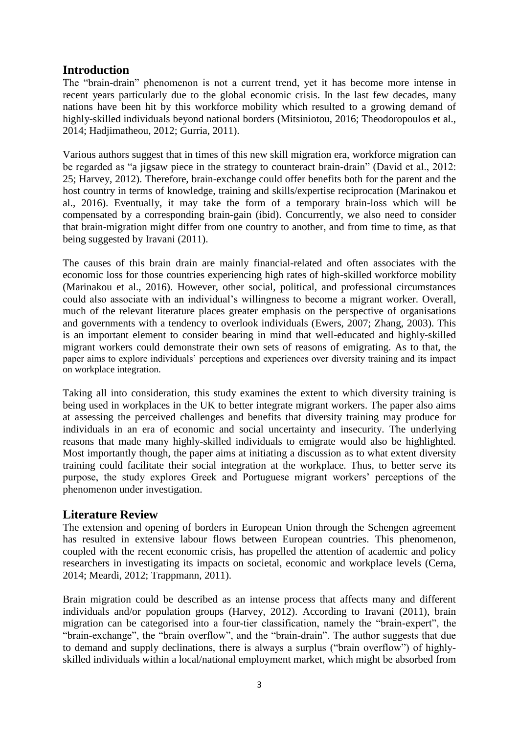## Introduction

The "brain-drain" phenomenon is not a current trend, yet it has become more intense in recent years particularly due to the global economic crisis. In the last few decades, many nations have been hit by this workforce mobility which resulted to a growing demand of highly-skilled individuals beyond national borders (Mitsiniotou, 2016; Theodoropoulos et al., 2014; Hadjimatheou, 2012; Gurria, 2011).

Various authors suggest that in times of this new skill migration era, workforce migration can be regarded as "a jigsaw piece in the strategy to counteract brain-drain" (David et al., 2012: 25; Harvey, 2012). Therefore, brain-exchange could offer benefits both for the parent and the host country in terms of knowledge, training and skills/expertise reciprocation (Marinakou et al., 2016). Eventually, it may take the form of a temporary brain-loss which will be compensated by a corresponding brain-gain (ibid). Concurrently, we also need to consider that brain-migration might differ from one country to another, and from time to time, as that being suggested by Iravani (2011).

The causes of this brain drain are mainly financial-related and often associates with the economic loss for those countries experiencing high rates of high-skilled workforce mobility (Marinakou et al., 2016). However, other social, political, and professional circumstances could also associate with an individual's willingness to become a migrant worker. Overall, much of the relevant literature places greater emphasis on the perspective of organisations and governments with a tendency to overlook individuals (Ewers, 2007; Zhang, 2003). This is an important element to consider bearing in mind that well-educated and highly-skilled migrant workers could demonstrate their own sets of reasons of emigrating. As to that, the paper aims to explore individuals' perceptions and experiences over diversity training and its impact on workplace integration.

Taking all into consideration, this study examines the extent to which diversity training is being used in workplaces in the UK to better integrate migrant workers. The paper also aims at assessing the perceived challenges and benefits that diversity training may produce for individuals in an era of economic and social uncertainty and insecurity. The underlying reasons that made many highly-skilled individuals to emigrate would also be highlighted. Most importantly though, the paper aims at initiating a discussion as to what extent diversity training could facilitate their social integration at the workplace. Thus, to better serve its purpose, the study explores Greek and Portuguese migrant workers' perceptions of the phenomenon under investigation.

## Literature Review

The extension and opening of borders in European Union through the Schengen agreement has resulted in extensive labour flows between European countries. This phenomenon, coupled with the recent economic crisis, has propelled the attention of academic and policy researchers in investigating its impacts on societal, economic and workplace levels (Cerna, 2014; Meardi, 2012; Trappmann, 2011).

Brain migration could be described as an intense process that affects many and different individuals and/or population groups (Harvey, 2012). According to Iravani (2011), brain migration can be categorised into a four-tier classification, namely the "brain-expert", the "brain-exchange", the "brain overflow", and the "brain-drain". The author suggests that due to demand and supply declinations, there is always a surplus ("brain overflow") of highly-skilled individuals within a local/national employment market, which might be absorbed from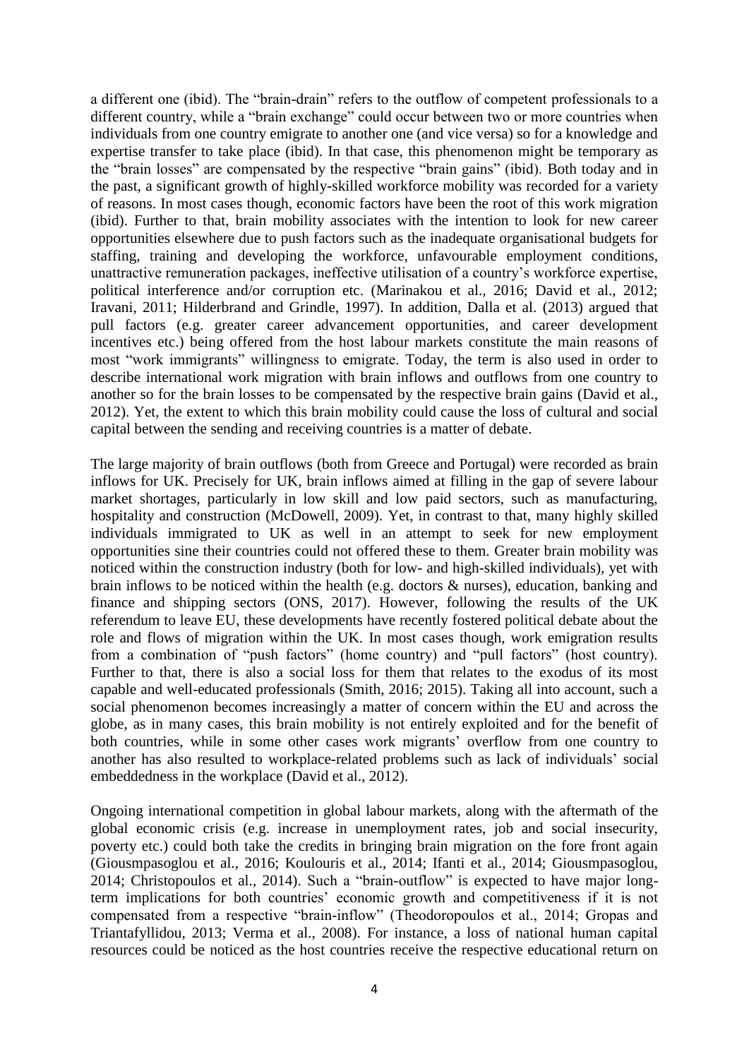a different one (ibid). The "brain-drain" refers to the outflow of competent professionals to a different country, while a "brain exchange" could occur between two or more countries when individuals from one country emigrate to another one (and vice versa) so for a knowledge and expertise transfer to take place (ibid). In that case, this phenomenon might be temporary as the "brain losses" are compensated by the respective "brain gains" (ibid). Both today and in the past, a significant growth of highly-skilled workforce mobility was recorded for a variety of reasons. In most cases though, economic factors have been the root of this work migration (ibid). Further to that, brain mobility associates with the intention to look for new career opportunities elsewhere due to push factors such as the inadequate organisational budgets for staffing, training and developing the workforce, unfavourable employment conditions, unattractive remuneration packages, ineffective utilisation of a country's workforce expertise, political interference and/or corruption etc. (Marinakou et al., 2016; David et al., 2012; Iravani, 2011; Hilderbrand and Grindle, 1997). In addition, Dalla et al. (2013) argued that pull factors (e.g. greater career advancement opportunities, and career development incentives etc.) being offered from the host labour markets constitute the main reasons of most "work immigrants" willingness to emigrate. Today, the term is also used in order to describe international work migration with brain inflows and outflows from one country to another so for the brain losses to be compensated by the respective brain gains (David et al., 2012). Yet, the extent to which this brain mobility could cause the loss of cultural and social capital between the sending and receiving countries is a matter of debate.

The large majority of brain outflows (both from Greece and Portugal) were recorded as brain inflows for UK. Precisely for UK, brain inflows aimed at filling in the gap of severe labour market shortages, particularly in low skill and low paid sectors, such as manufacturing, hospitality and construction (McDowell, 2009). Yet, in contrast to that, many highly skilled individuals immigrated to UK as well in an attempt to seek for new employment opportunities sine their countries could not offered these to them. Greater brain mobility was noticed within the construction industry (both for low- and high-skilled individuals), yet with brain inflows to be noticed within the health (e.g. doctors & nurses), education, banking and finance and shipping sectors (ONS, 2017). However, following the results of the UK referendum to leave EU, these developments have recently fostered political debate about the role and flows of migration within the UK. In most cases though, work emigration results from a combination of "push factors" (home country) and "pull factors" (host country). Further to that, there is also a social loss for them that relates to the exodus of its most capable and well-educated professionals (Smith, 2016; 2015). Taking all into account, such a social phenomenon becomes increasingly a matter of concern within the EU and across the globe, as in many cases, this brain mobility is not entirely exploited and for the benefit of both countries, while in some other cases work migrants' overflow from one country to another has also resulted to workplace-related problems such as lack of individuals' social embeddedness in the workplace (David et al., 2012).

Ongoing international competition in global labour markets, along with the aftermath of the global economic crisis (e.g. increase in unemployment rates, job and social insecurity, poverty etc.) could both take the credits in bringing brain migration on the fore front again (Giousmpasoglou et al., 2016; Koulouris et al., 2014; Ifanti et al., 2014; Giousmpasoglou, 2014; Christopoulos et al., 2014). Such a "brain-outflow" is expected to have major long-term implications for both countries' economic growth and competitiveness if it is not compensated from a respective "brain-inflow" (Theodoropoulos et al., 2014; Gropas and Triantafyllidou, 2013; Verma et al., 2008). For instance, a loss of national human capital resources could be noticed as the host countries receive the respective educational return on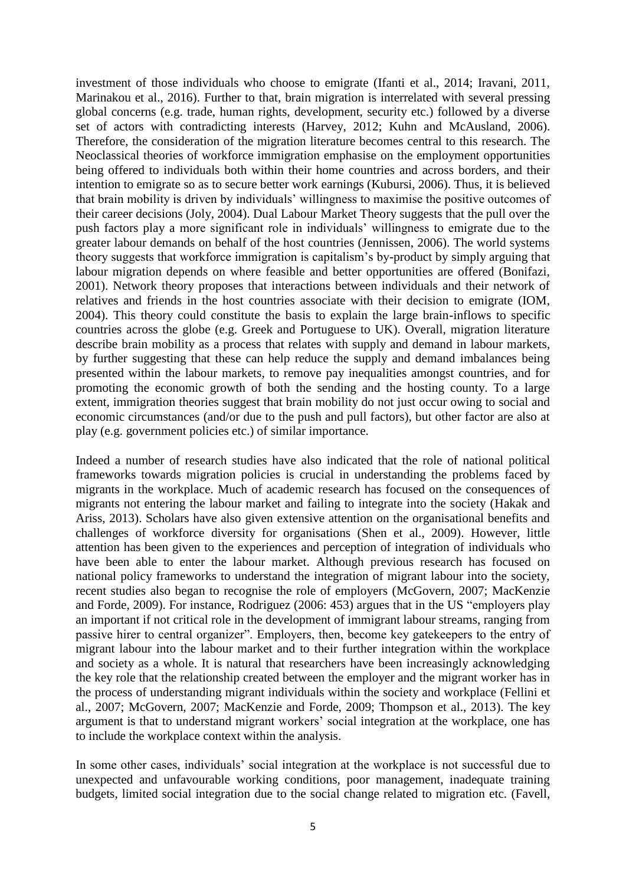investment of those individuals who choose to emigrate (Ifanti et al., 2014; Iravani, 2011, Marinakou et al., 2016). Further to that, brain migration is interrelated with several pressing global concerns (e.g. trade, human rights, development, security etc.) followed by a diverse set of actors with contradicting interests (Harvey, 2012; Kuhn and McAusland, 2006). Therefore, the consideration of the migration literature becomes central to this research. The Neoclassical theories of workforce immigration emphasise on the employment opportunities being offered to individuals both within their home countries and across borders, and their intention to emigrate so as to secure better work earnings (Kubursi, 2006). Thus, it is believed that brain mobility is driven by individuals' willingness to maximise the positive outcomes of their career decisions (Joly, 2004). Dual Labour Market Theory suggests that the pull over the push factors play a more significant role in individuals' willingness to emigrate due to the greater labour demands on behalf of the host countries (Jennissen, 2006). The world systems theory suggests that workforce immigration is capitalism's by-product by simply arguing that labour migration depends on where feasible and better opportunities are offered (Bonifazi, 2001). Network theory proposes that interactions between individuals and their network of relatives and friends in the host countries associate with their decision to emigrate (IOM, 2004). This theory could constitute the basis to explain the large brain-inflows to specific countries across the globe (e.g. Greek and Portuguese to UK). Overall, migration literature describe brain mobility as a process that relates with supply and demand in labour markets, by further suggesting that these can help reduce the supply and demand imbalances being presented within the labour markets, to remove pay inequalities amongst countries, and for promoting the economic growth of both the sending and the hosting county. To a large extent, immigration theories suggest that brain mobility do not just occur owing to social and economic circumstances (and/or due to the push and pull factors), but other factor are also at play (e.g. government policies etc.) of similar importance.

Indeed a number of research studies have also indicated that the role of national political frameworks towards migration policies is crucial in understanding the problems faced by migrants in the workplace. Much of academic research has focused on the consequences of migrants not entering the labour market and failing to integrate into the society (Hakak and Ariss, 2013). Scholars have also given extensive attention on the organisational benefits and challenges of workforce diversity for organisations (Shen et al., 2009). However, little attention has been given to the experiences and perception of integration of individuals who have been able to enter the labour market. Although previous research has focused on national policy frameworks to understand the integration of migrant labour into the society, recent studies also began to recognise the role of employers (McGovern, 2007; MacKenzie and Forde, 2009). For instance, Rodriguez (2006: 453) argues that in the US "employers play an important if not critical role in the development of immigrant labour streams, ranging from passive hirer to central organizer". Employers, then, become key gatekeepers to the entry of migrant labour into the labour market and to their further integration within the workplace and society as a whole. It is natural that researchers have been increasingly acknowledging the key role that the relationship created between the employer and the migrant worker has in the process of understanding migrant individuals within the society and workplace (Fellini et al., 2007; McGovern, 2007; MacKenzie and Forde, 2009; Thompson et al., 2013). The key argument is that to understand migrant workers' social integration at the workplace, one has to include the workplace context within the analysis.

In some other cases, individuals' social integration at the workplace is not successful due to unexpected and unfavourable working conditions, poor management, inadequate training budgets, limited social integration due to the social change related to migration etc. (Favell,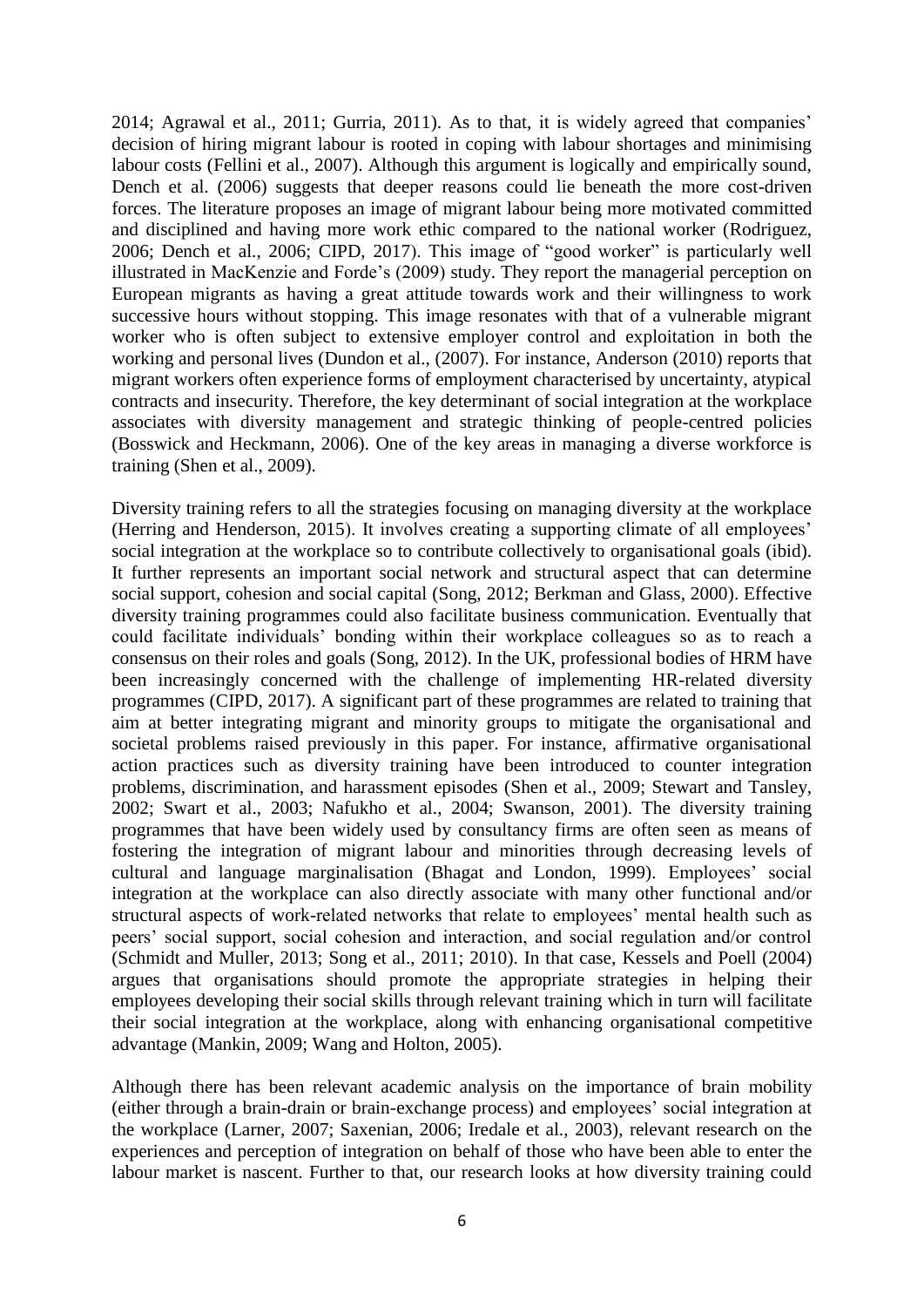2014; Agrawal et al., 2011; Gurria, 2011). As to that, it is widely agreed that companies' decision of hiring migrant labour is rooted in coping with labour shortages and minimising labour costs (Fellini et al., 2007). Although this argument is logically and empirically sound, Dench et al. (2006) suggests that deeper reasons could lie beneath the more cost-driven forces. The literature proposes an image of migrant labour being more motivated committed and disciplined and having more work ethic compared to the national worker (Rodriguez, 2006; Dench et al., 2006; CIPD, 2017). This image of "good worker" is particularly well illustrated in MacKenzie and Forde's (2009) study. They report the managerial perception on European migrants as having a great attitude towards work and their willingness to work successive hours without stopping. This image resonates with that of a vulnerable migrant worker who is often subject to extensive employer control and exploitation in both the working and personal lives (Dundon et al., (2007). For instance, Anderson (2010) reports that migrant workers often experience forms of employment characterised by uncertainty, atypical contracts and insecurity. Therefore, the key determinant of social integration at the workplace associates with diversity management and strategic thinking of people-centred policies (Bosswick and Heckmann, 2006). One of the key areas in managing a diverse workforce is training (Shen et al., 2009).

Diversity training refers to all the strategies focusing on managing diversity at the workplace (Herring and Henderson, 2015). It involves creating a supporting climate of all employees' social integration at the workplace so to contribute collectively to organisational goals (ibid). It further represents an important social network and structural aspect that can determine social support, cohesion and social capital (Song, 2012; Berkman and Glass, 2000). Effective diversity training programmes could also facilitate business communication. Eventually that could facilitate individuals' bonding within their workplace colleagues so as to reach a consensus on their roles and goals (Song, 2012). In the UK, professional bodies of HRM have been increasingly concerned with the challenge of implementing HR-related diversity programmes (CIPD, 2017). A significant part of these programmes are related to training that aim at better integrating migrant and minority groups to mitigate the organisational and societal problems raised previously in this paper. For instance, affirmative organisational action practices such as diversity training have been introduced to counter integration problems, discrimination, and harassment episodes (Shen et al., 2009; Stewart and Tansley, 2002; Swart et al., 2003; Nafukho et al., 2004; Swanson, 2001). The diversity training programmes that have been widely used by consultancy firms are often seen as means of fostering the integration of migrant labour and minorities through decreasing levels of cultural and language marginalisation (Bhagat and London, 1999). Employees' social integration at the workplace can also directly associate with many other functional and/or structural aspects of work-related networks that relate to employees' mental health such as peers' social support, social cohesion and interaction, and social regulation and/or control (Schmidt and Muller, 2013; Song et al., 2011; 2010). In that case, Kessels and Poell (2004) argues that organisations should promote the appropriate strategies in helping their employees developing their social skills through relevant training which in turn will facilitate their social integration at the workplace, along with enhancing organisational competitive advantage (Mankin, 2009; Wang and Holton, 2005).

Although there has been relevant academic analysis on the importance of brain mobility (either through a brain-drain or brain-exchange process) and employees' social integration at the workplace (Larner, 2007; Saxenian, 2006; Iredale et al., 2003), relevant research on the experiences and perception of integration on behalf of those who have been able to enter the labour market is nascent. Further to that, our research looks at how diversity training could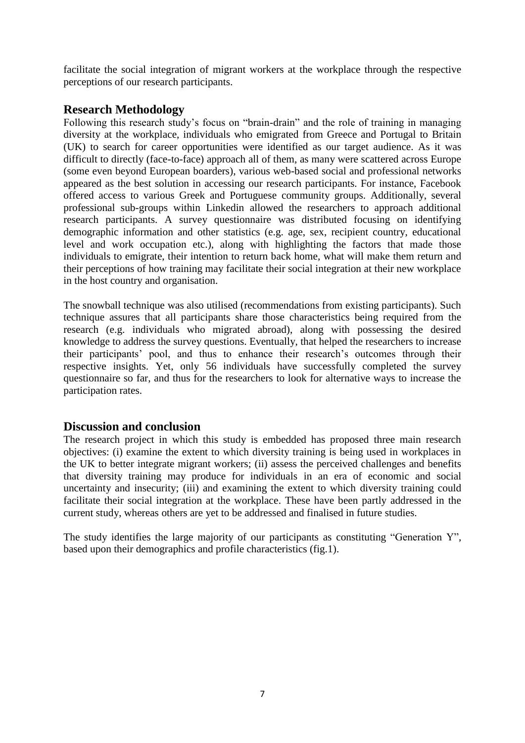facilitate the social integration of migrant workers at the workplace through the respective perceptions of our research participants.

## Research Methodology

Following this research study's focus on "brain-drain" and the role of training in managing diversity at the workplace, individuals who emigrated from Greece and Portugal to Britain (UK) to search for career opportunities were identified as our target audience. As it was difficult to directly (face-to-face) approach all of them, as many were scattered across Europe (some even beyond European boarders), various web-based social and professional networks appeared as the best solution in accessing our research participants. For instance, Facebook offered access to various Greek and Portuguese community groups. Additionally, several professional sub-groups within Linkedin allowed the researchers to approach additional research participants. A survey questionnaire was distributed focusing on identifying demographic information and other statistics (e.g. age, sex, recipient country, educational level and work occupation etc.), along with highlighting the factors that made those individuals to emigrate, their intention to return back home, what will make them return and their perceptions of how training may facilitate their social integration at their new workplace in the host country and organisation.

The snowball technique was also utilised (recommendations from existing participants). Such technique assures that all participants share those characteristics being required from the research (e.g. individuals who migrated abroad), along with possessing the desired knowledge to address the survey questions. Eventually, that helped the researchers to increase their participants' pool, and thus to enhance their research's outcomes through their respective insights. Yet, only 56 individuals have successfully completed the survey questionnaire so far, and thus for the researchers to look for alternative ways to increase the participation rates.

## Discussion and conclusion

The research project in which this study is embedded has proposed three main research objectives: (i) examine the extent to which diversity training is being used in workplaces in the UK to better integrate migrant workers; (ii) assess the perceived challenges and benefits that diversity training may produce for individuals in an era of economic and social uncertainty and insecurity; (iii) and examining the extent to which diversity training could facilitate their social integration at the workplace. These have been partly addressed in the current study, whereas others are yet to be addressed and finalised in future studies.

The study identifies the large majority of our participants as constituting "Generation Y", based upon their demographics and profile characteristics (fig.1).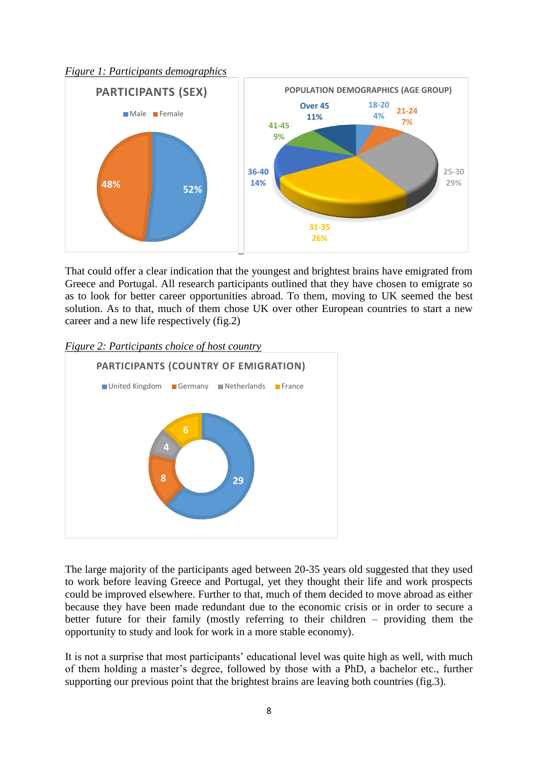*Figure 1: Participants demographics*

PARTICIPANTS (SEX)

Male Female

48%

52%

POPULATION DEMOGRAPHICS (AGE GROUP)

Over 45
11%

18-20
4%

21-24
7%

41-45
9%

36-40
14%

25-30
29%

31-35
26%

That could offer a clear indication that the youngest and brightest brains have emigrated from Greece and Portugal. All research participants outlined that they have chosen to emigrate so as to look for better career opportunities abroad. To them, moving to UK seemed the best solution. As to that, much of them chose UK over other European countries to start a new career and a new life respectively (fig.2)

*Figure 2: Participants choice of host country*

PARTICIPANTS (COUNTRY OF EMIGRATION)

United Kingdom Germany Netherlands France

6

4

8

29

The large majority of the participants aged between 20-35 years old suggested that they used to work before leaving Greece and Portugal, yet they thought their life and work prospects could be improved elsewhere. Further to that, much of them decided to move abroad as either because they have been made redundant due to the economic crisis or in order to secure a better future for their family (mostly referring to their children – providing them the opportunity to study and look for work in a more stable economy).

It is not a surprise that most participants' educational level was quite high as well, with much of them holding a master's degree, followed by those with a PhD, a bachelor etc., further supporting our previous point that the brightest brains are leaving both countries (fig.3).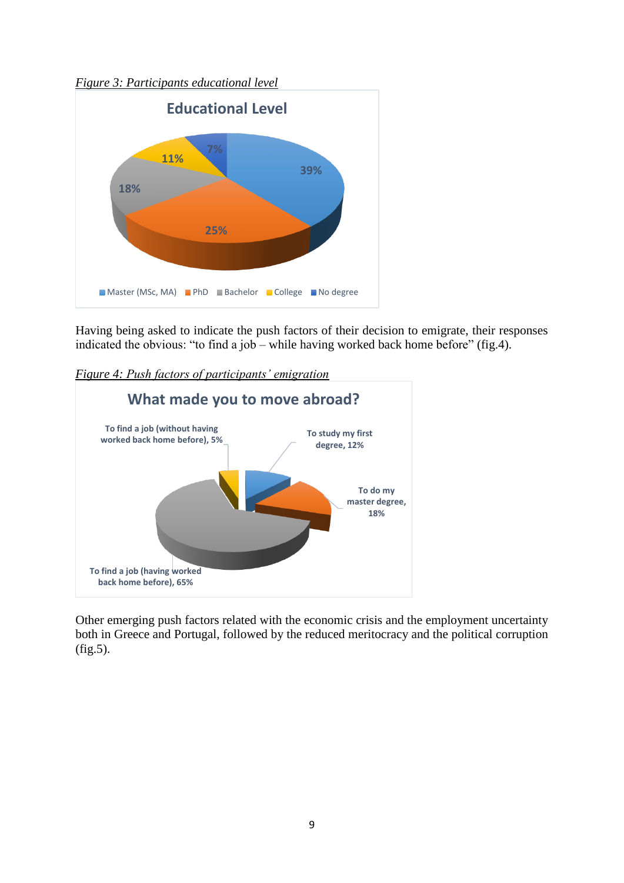*Figure 3: Participants educational level*

Educational Level

39%
25%
18%
11%
7%

Master (MSc, MA) PhD Bachelor College No degree

Having being asked to indicate the push factors of their decision to emigrate, their responses indicated the obvious: "to find a job – while having worked back home before" (fig.4).

*Figure 4: Push factors of participants' emigration*

What made you to move abroad?

To find a job (without having worked back home before), 5%

To study my first degree, 12%

To do my master degree, 18%

To find a job (having worked back home before), 65%

Other emerging push factors related with the economic crisis and the employment uncertainty both in Greece and Portugal, followed by the reduced meritocracy and the political corruption (fig.5).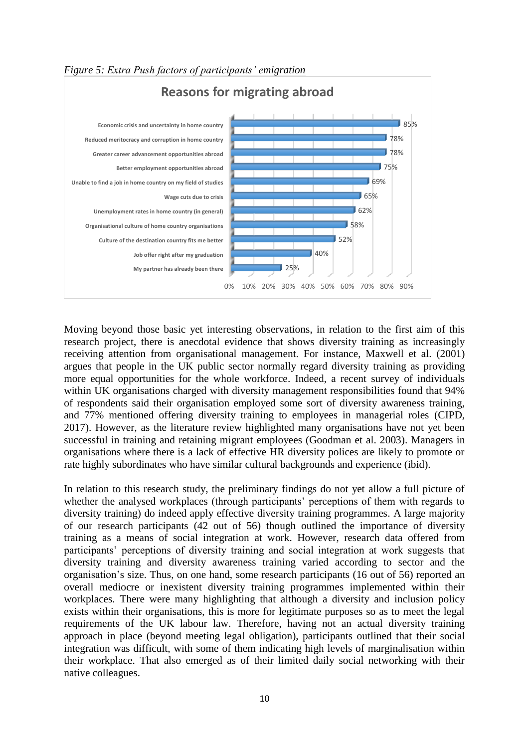*Figure 5: Extra Push factors of participants' emigration*

Reasons for migrating abroad

Economic crisis and uncertainty in home country 85%
Reduced meritocracy and corruption in home country 78%
Greater career advancement opportunities abroad 78%
Better employment opportunities abroad 75%
Unable to find a job in home country on my field of studies 69%
Wage cuts due to crisis 65%
Unemployment rates in home country (in general) 62%
Organisational culture of home country organisations 58%
Culture of the destination country fits me better 52%
Job offer right after my graduation 40%
My partner has already been there 25%

0% 10% 20% 30% 40% 50% 60% 70% 80% 90%

Moving beyond those basic yet interesting observations, in relation to the first aim of this research project, there is anecdotal evidence that shows diversity training as increasingly receiving attention from organisational management. For instance, Maxwell et al. (2001) argues that people in the UK public sector normally regard diversity training as providing more equal opportunities for the whole workforce. Indeed, a recent survey of individuals within UK organisations charged with diversity management responsibilities found that 94% of respondents said their organisation employed some sort of diversity awareness training, and 77% mentioned offering diversity training to employees in managerial roles (CIPD, 2017). However, as the literature review highlighted many organisations have not yet been successful in training and retaining migrant employees (Goodman et al. 2003). Managers in organisations where there is a lack of effective HR diversity polices are likely to promote or rate highly subordinates who have similar cultural backgrounds and experience (ibid).

In relation to this research study, the preliminary findings do not yet allow a full picture of whether the analysed workplaces (through participants' perceptions of them with regards to diversity training) do indeed apply effective diversity training programmes. A large majority of our research participants (42 out of 56) though outlined the importance of diversity training as a means of social integration at work. However, research data offered from participants' perceptions of diversity training and social integration at work suggests that diversity training and diversity awareness training varied according to sector and the organisation's size. Thus, on one hand, some research participants (16 out of 56) reported an overall mediocre or inexistent diversity training programmes implemented within their workplaces. There were many highlighting that although a diversity and inclusion policy exists within their organisations, this is more for legitimate purposes so as to meet the legal requirements of the UK labour law. Therefore, having not an actual diversity training approach in place (beyond meeting legal obligation), participants outlined that their social integration was difficult, with some of them indicating high levels of marginalisation within their workplace. That also emerged as of their limited daily social networking with their native colleagues.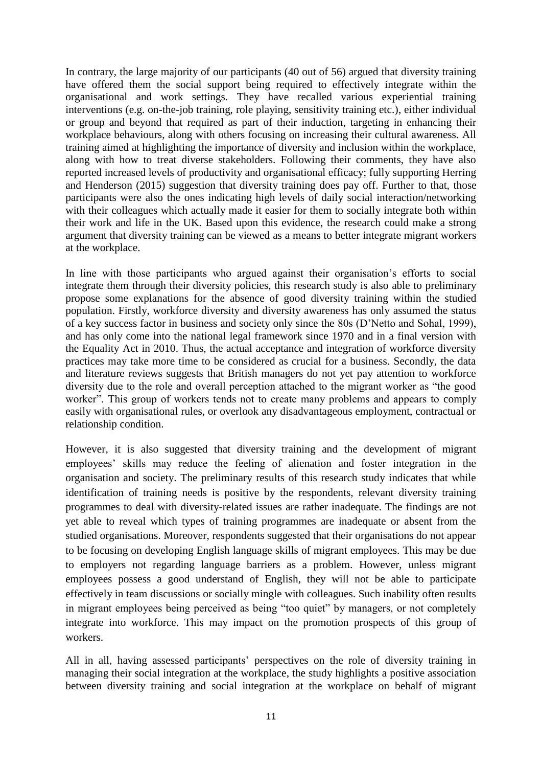In contrary, the large majority of our participants (40 out of 56) argued that diversity training have offered them the social support being required to effectively integrate within the organisational and work settings. They have recalled various experiential training interventions (e.g. on-the-job training, role playing, sensitivity training etc.), either individual or group and beyond that required as part of their induction, targeting in enhancing their workplace behaviours, along with others focusing on increasing their cultural awareness. All training aimed at highlighting the importance of diversity and inclusion within the workplace, along with how to treat diverse stakeholders. Following their comments, they have also reported increased levels of productivity and organisational efficacy; fully supporting Herring and Henderson (2015) suggestion that diversity training does pay off. Further to that, those participants were also the ones indicating high levels of daily social interaction/networking with their colleagues which actually made it easier for them to socially integrate both within their work and life in the UK. Based upon this evidence, the research could make a strong argument that diversity training can be viewed as a means to better integrate migrant workers at the workplace.

In line with those participants who argued against their organisation's efforts to social integrate them through their diversity policies, this research study is also able to preliminary propose some explanations for the absence of good diversity training within the studied population. Firstly, workforce diversity and diversity awareness has only assumed the status of a key success factor in business and society only since the 80s (D'Netto and Sohal, 1999), and has only come into the national legal framework since 1970 and in a final version with the Equality Act in 2010. Thus, the actual acceptance and integration of workforce diversity practices may take more time to be considered as crucial for a business. Secondly, the data and literature reviews suggests that British managers do not yet pay attention to workforce diversity due to the role and overall perception attached to the migrant worker as "the good worker". This group of workers tends not to create many problems and appears to comply easily with organisational rules, or overlook any disadvantageous employment, contractual or relationship condition.

However, it is also suggested that diversity training and the development of migrant employees' skills may reduce the feeling of alienation and foster integration in the organisation and society. The preliminary results of this research study indicates that while identification of training needs is positive by the respondents, relevant diversity training programmes to deal with diversity-related issues are rather inadequate. The findings are not yet able to reveal which types of training programmes are inadequate or absent from the studied organisations. Moreover, respondents suggested that their organisations do not appear to be focusing on developing English language skills of migrant employees. This may be due to employers not regarding language barriers as a problem. However, unless migrant employees possess a good understand of English, they will not be able to participate effectively in team discussions or socially mingle with colleagues. Such inability often results in migrant employees being perceived as being "too quiet" by managers, or not completely integrate into workforce. This may impact on the promotion prospects of this group of workers.

All in all, having assessed participants' perspectives on the role of diversity training in managing their social integration at the workplace, the study highlights a positive association between diversity training and social integration at the workplace on behalf of migrant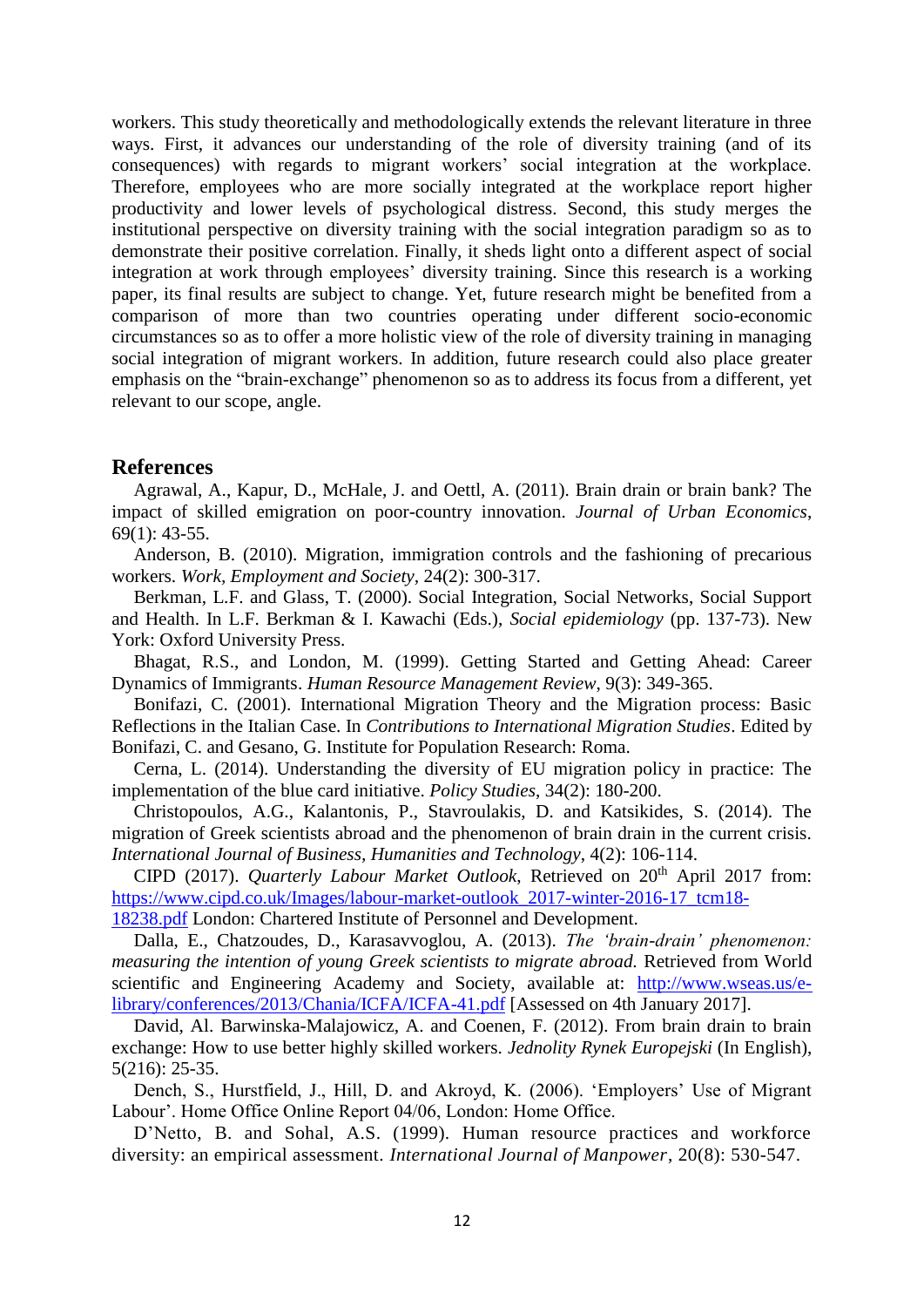workers. This study theoretically and methodologically extends the relevant literature in three ways. First, it advances our understanding of the role of diversity training (and of its consequences) with regards to migrant workers' social integration at the workplace. Therefore, employees who are more socially integrated at the workplace report higher productivity and lower levels of psychological distress. Second, this study merges the institutional perspective on diversity training with the social integration paradigm so as to demonstrate their positive correlation. Finally, it sheds light onto a different aspect of social integration at work through employees' diversity training. Since this research is a working paper, its final results are subject to change. Yet, future research might be benefited from a comparison of more than two countries operating under different socio-economic circumstances so as to offer a more holistic view of the role of diversity training in managing social integration of migrant workers. In addition, future research could also place greater emphasis on the "brain-exchange" phenomenon so as to address its focus from a different, yet relevant to our scope, angle.

## References

Agrawal, A., Kapur, D., McHale, J. and Oettl, A. (2011). Brain drain or brain bank? The impact of skilled emigration on poor-country innovation. *Journal of Urban Economics*, 69(1): 43-55.

Anderson, B. (2010). Migration, immigration controls and the fashioning of precarious workers. *Work, Employment and Society*, 24(2): 300-317.

Berkman, L.F. and Glass, T. (2000). Social Integration, Social Networks, Social Support and Health. In L.F. Berkman & I. Kawachi (Eds.), *Social epidemiology* (pp. 137-73). New York: Oxford University Press.

Bhagat, R.S., and London, M. (1999). Getting Started and Getting Ahead: Career Dynamics of Immigrants. *Human Resource Management Review*, 9(3): 349-365.

Bonifazi, C. (2001). International Migration Theory and the Migration process: Basic Reflections in the Italian Case. In *Contributions to International Migration Studies*. Edited by Bonifazi, C. and Gesano, G. Institute for Population Research: Roma.

Cerna, L. (2014). Understanding the diversity of EU migration policy in practice: The implementation of the blue card initiative. *Policy Studies*, 34(2): 180-200.

Christopoulos, A.G., Kalantonis, P., Stavroulakis, D. and Katsikides, S. (2014). The migration of Greek scientists abroad and the phenomenon of brain drain in the current crisis. *International Journal of Business, Humanities and Technology*, 4(2): 106-114.

CIPD (2017). *Quarterly Labour Market Outlook*, Retrieved on 20th April 2017 from: https://www.cipd.co.uk/Images/labour-market-outlook_2017-winter-2016-17_tcm18-18238.pdf London: Chartered Institute of Personnel and Development.

Dalla, E., Chatzoudes, D., Karasavvoglou, A. (2013). *The 'brain-drain' phenomenon: measuring the intention of young Greek scientists to migrate abroad.* Retrieved from World scientific and Engineering Academy and Society, available at: http://www.wseas.us/e-library/conferences/2013/Chania/ICFA/ICFA-41.pdf [Assessed on 4th January 2017].

David, Al. Barwinska-Malajowicz, A. and Coenen, F. (2012). From brain drain to brain exchange: How to use better highly skilled workers. *Jednolity Rynek Europejski* (In English), 5(216): 25-35.

Dench, S., Hurstfield, J., Hill, D. and Akroyd, K. (2006). 'Employers' Use of Migrant Labour'. Home Office Online Report 04/06, London: Home Office.

D'Netto, B. and Sohal, A.S. (1999). Human resource practices and workforce diversity: an empirical assessment. *International Journal of Manpower*, 20(8): 530-547.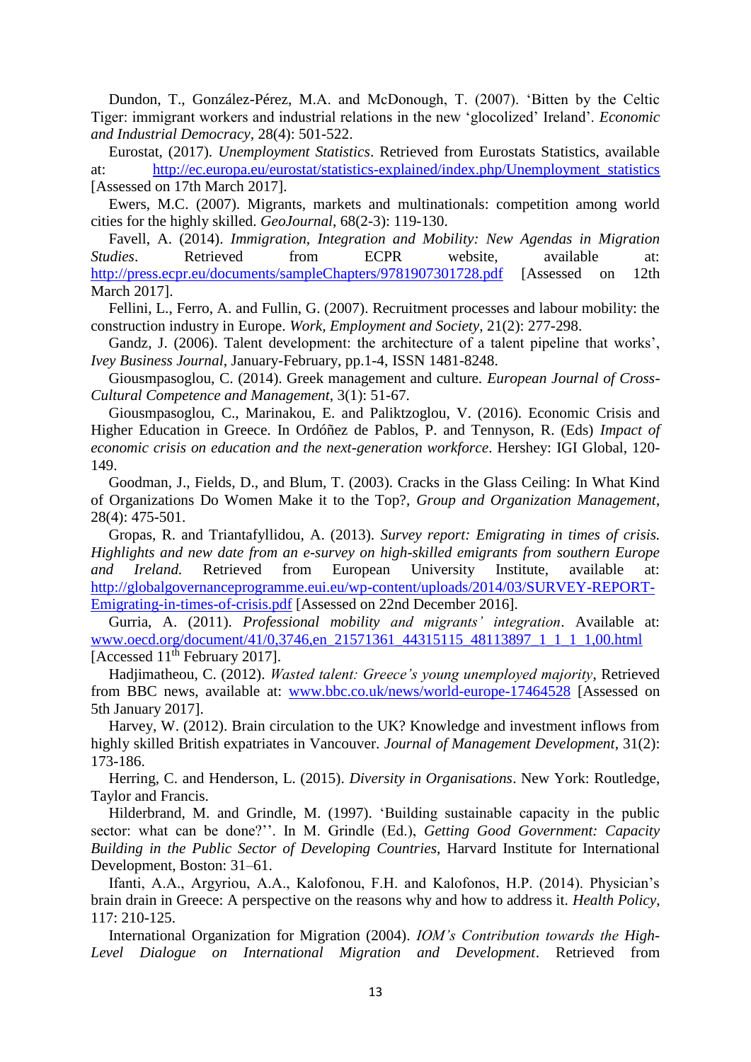Dundon, T., González-Pérez, M.A. and McDonough, T. (2007). 'Bitten by the Celtic Tiger: immigrant workers and industrial relations in the new 'glocolized' Ireland'. *Economic and Industrial Democracy*, 28(4): 501-522.

Eurostat, (2017). *Unemployment Statistics*. Retrieved from Eurostats Statistics, available at: http://ec.europa.eu/eurostat/statistics-explained/index.php/Unemployment_statistics [Assessed on 17th March 2017].

Ewers, M.C. (2007). Migrants, markets and multinationals: competition among world cities for the highly skilled. *GeoJournal*, 68(2-3): 119-130.

Favell, A. (2014). *Immigration, Integration and Mobility: New Agendas in Migration Studies*. Retrieved from ECPR website, available at: http://press.ecpr.eu/documents/sampleChapters/9781907301728.pdf [Assessed on 12th March 2017].

Fellini, L., Ferro, A. and Fullin, G. (2007). Recruitment processes and labour mobility: the construction industry in Europe. *Work, Employment and Society*, 21(2): 277-298.

Gandz, J. (2006). Talent development: the architecture of a talent pipeline that works', *Ivey Business Journal*, January-February, pp.1-4, ISSN 1481-8248.

Giousmpasoglou, C. (2014). Greek management and culture. *European Journal of Cross-Cultural Competence and Management*, 3(1): 51-67.

Giousmpasoglou, C., Marinakou, E. and Paliktzoglou, V. (2016). Economic Crisis and Higher Education in Greece. In Ordóñez de Pablos, P. and Tennyson, R. (Eds) *Impact of economic crisis on education and the next-generation workforce*. Hershey: IGI Global, 120-149.

Goodman, J., Fields, D., and Blum, T. (2003). Cracks in the Glass Ceiling: In What Kind of Organizations Do Women Make it to the Top?, *Group and Organization Management*, 28(4): 475-501.

Gropas, R. and Triantafyllidou, A. (2013). *Survey report: Emigrating in times of crisis. Highlights and new date from an e-survey on high-skilled emigrants from southern Europe and Ireland.* Retrieved from European University Institute, available at: http://globalgovernanceprogramme.eui.eu/wp-content/uploads/2014/03/SURVEY-REPORT-Emigrating-in-times-of-crisis.pdf [Assessed on 22nd December 2016].

Gurria, A. (2011). *Professional mobility and migrants' integration*. Available at: www.oecd.org/document/41/0,3746,en_21571361_44315115_48113897_1_1_1_1,00.html [Accessed 11th February 2017].

Hadjimatheou, C. (2012). *Wasted talent: Greece's young unemployed majority*, Retrieved from BBC news, available at: www.bbc.co.uk/news/world-europe-17464528 [Assessed on 5th January 2017].

Harvey, W. (2012). Brain circulation to the UK? Knowledge and investment inflows from highly skilled British expatriates in Vancouver. *Journal of Management Development*, 31(2): 173-186.

Herring, C. and Henderson, L. (2015). *Diversity in Organisations*. New York: Routledge, Taylor and Francis.

Hilderbrand, M. and Grindle, M. (1997). 'Building sustainable capacity in the public sector: what can be done?''. In M. Grindle (Ed.), *Getting Good Government: Capacity Building in the Public Sector of Developing Countries*, Harvard Institute for International Development, Boston: 31–61.

Ifanti, A.A., Argyriou, A.A., Kalofonou, F.H. and Kalofonos, H.P. (2014). Physician's brain drain in Greece: A perspective on the reasons why and how to address it. *Health Policy*, 117: 210-125.

International Organization for Migration (2004). *IOM's Contribution towards the High-Level Dialogue on International Migration and Development*. Retrieved from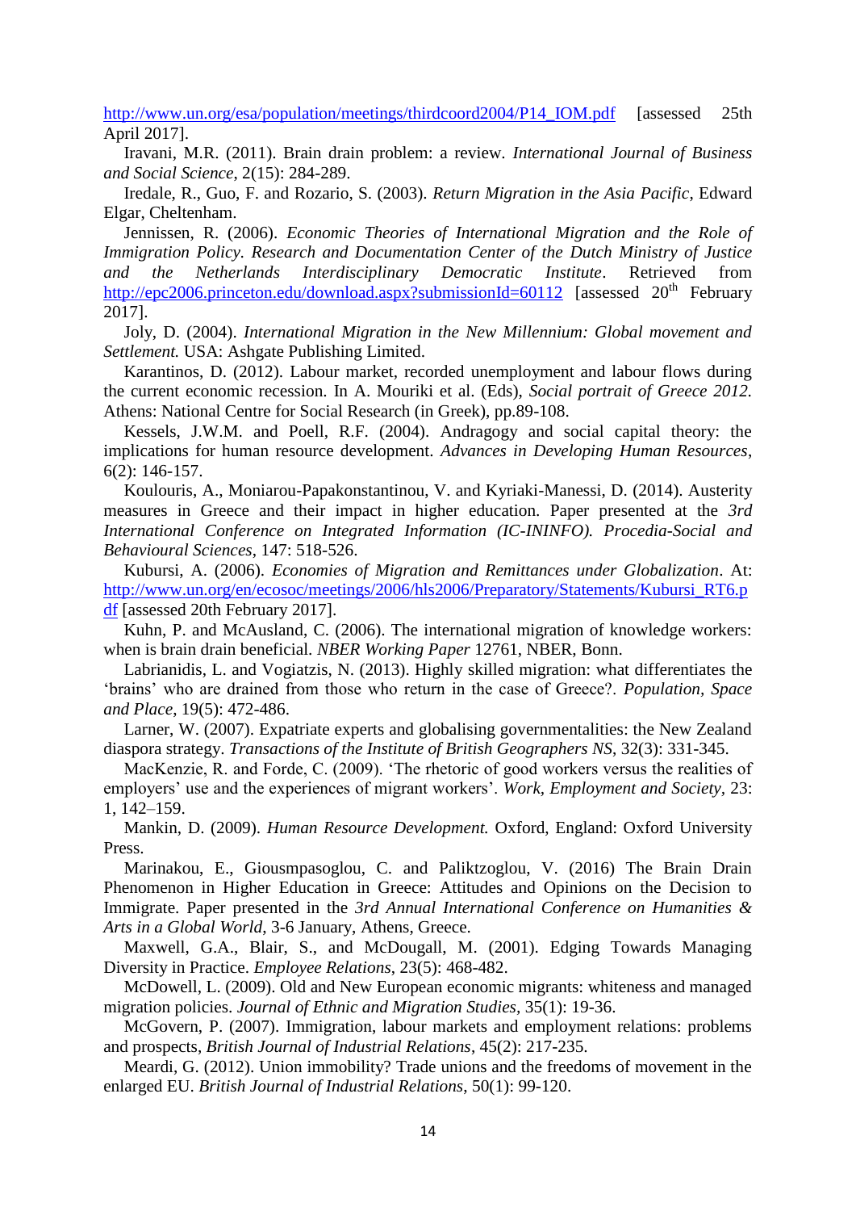http://www.un.org/esa/population/meetings/thirdcoord2004/P14_IOM.pdf [assessed 25th April 2017].

Iravani, M.R. (2011). Brain drain problem: a review. *International Journal of Business and Social Science*, 2(15): 284-289.

Iredale, R., Guo, F. and Rozario, S. (2003). *Return Migration in the Asia Pacific*, Edward Elgar, Cheltenham.

Jennissen, R. (2006). *Economic Theories of International Migration and the Role of Immigration Policy. Research and Documentation Center of the Dutch Ministry of Justice and the Netherlands Interdisciplinary Democratic Institute*. Retrieved from http://epc2006.princeton.edu/download.aspx?submissionId=60112 [assessed 20th February 2017].

Joly, D. (2004). *International Migration in the New Millennium: Global movement and Settlement.* USA: Ashgate Publishing Limited.

Karantinos, D. (2012). Labour market, recorded unemployment and labour flows during the current economic recession. In A. Mouriki et al. (Eds), *Social portrait of Greece 2012.* Athens: National Centre for Social Research (in Greek), pp.89-108.

Kessels, J.W.M. and Poell, R.F. (2004). Andragogy and social capital theory: the implications for human resource development. *Advances in Developing Human Resources*, 6(2): 146-157.

Koulouris, A., Moniarou-Papakonstantinou, V. and Kyriaki-Manessi, D. (2014). Austerity measures in Greece and their impact in higher education. Paper presented at the *3rd International Conference on Integrated Information (IC-ININFO). Procedia-Social and Behavioural Sciences*, 147: 518-526.

Kubursi, A. (2006). *Economies of Migration and Remittances under Globalization*. At: http://www.un.org/en/ecosoc/meetings/2006/hls2006/Preparatory/Statements/Kubursi_RT6.pdf [assessed 20th February 2017].

Kuhn, P. and McAusland, C. (2006). The international migration of knowledge workers: when is brain drain beneficial. *NBER Working Paper* 12761, NBER, Bonn.

Labrianidis, L. and Vogiatzis, N. (2013). Highly skilled migration: what differentiates the 'brains' who are drained from those who return in the case of Greece?. *Population, Space and Place*, 19(5): 472-486.

Larner, W. (2007). Expatriate experts and globalising governmentalities: the New Zealand diaspora strategy. *Transactions of the Institute of British Geographers NS*, 32(3): 331-345.

MacKenzie, R. and Forde, C. (2009). 'The rhetoric of good workers versus the realities of employers' use and the experiences of migrant workers'. *Work, Employment and Society*, 23: 1, 142–159.

Mankin, D. (2009). *Human Resource Development.* Oxford, England: Oxford University Press.

Marinakou, E., Giousmpasoglou, C. and Paliktzoglou, V. (2016) The Brain Drain Phenomenon in Higher Education in Greece: Attitudes and Opinions on the Decision to Immigrate. Paper presented in the *3rd Annual International Conference on Humanities & Arts in a Global World*, 3-6 January, Athens, Greece.

Maxwell, G.A., Blair, S., and McDougall, M. (2001). Edging Towards Managing Diversity in Practice. *Employee Relations*, 23(5): 468-482.

McDowell, L. (2009). Old and New European economic migrants: whiteness and managed migration policies. *Journal of Ethnic and Migration Studies*, 35(1): 19-36.

McGovern, P. (2007). Immigration, labour markets and employment relations: problems and prospects, *British Journal of Industrial Relations*, 45(2): 217-235.

Meardi, G. (2012). Union immobility? Trade unions and the freedoms of movement in the enlarged EU. *British Journal of Industrial Relations*, 50(1): 99-120.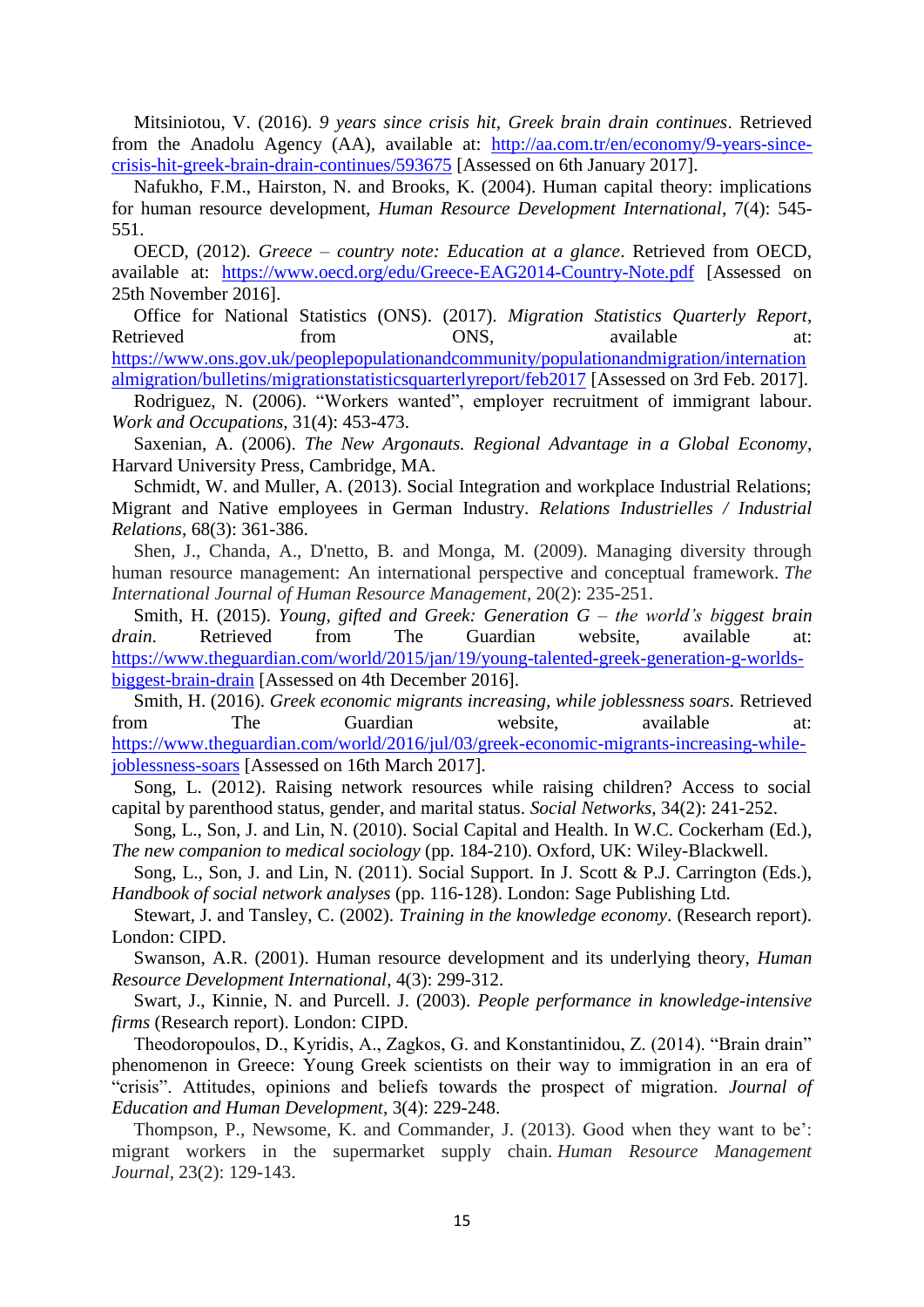Mitsiniotou, V. (2016). *9 years since crisis hit, Greek brain drain continues*. Retrieved from the Anadolu Agency (AA), available at: http://aa.com.tr/en/economy/9-years-since-crisis-hit-greek-brain-drain-continues/593675 [Assessed on 6th January 2017].

Nafukho, F.M., Hairston, N. and Brooks, K. (2004). Human capital theory: implications for human resource development, *Human Resource Development International*, 7(4): 545-551.

OECD, (2012). *Greece – country note: Education at a glance*. Retrieved from OECD, available at: https://www.oecd.org/edu/Greece-EAG2014-Country-Note.pdf [Assessed on 25th November 2016].

Office for National Statistics (ONS). (2017). *Migration Statistics Quarterly Report*, Retrieved from ONS, available at: https://www.ons.gov.uk/peoplepopulationandcommunity/populationandmigration/internationalmigration/bulletins/migrationstatisticsquarterlyreport/feb2017 [Assessed on 3rd Feb. 2017].

Rodriguez, N. (2006). "Workers wanted", employer recruitment of immigrant labour. *Work and Occupations*, 31(4): 453-473.

Saxenian, A. (2006). *The New Argonauts. Regional Advantage in a Global Economy*, Harvard University Press, Cambridge, MA.

Schmidt, W. and Muller, A. (2013). Social Integration and workplace Industrial Relations; Migrant and Native employees in German Industry. *Relations Industrielles / Industrial Relations*, 68(3): 361-386.

Shen, J., Chanda, A., D'netto, B. and Monga, M. (2009). Managing diversity through human resource management: An international perspective and conceptual framework. *The International Journal of Human Resource Management*, 20(2): 235-251.

Smith, H. (2015). *Young, gifted and Greek: Generation G – the world's biggest brain drain*. Retrieved from The Guardian website, available at: https://www.theguardian.com/world/2015/jan/19/young-talented-greek-generation-g-worlds-biggest-brain-drain [Assessed on 4th December 2016].

Smith, H. (2016). *Greek economic migrants increasing, while joblessness soars.* Retrieved from The Guardian website, available at: https://www.theguardian.com/world/2016/jul/03/greek-economic-migrants-increasing-while-joblessness-soars [Assessed on 16th March 2017].

Song, L. (2012). Raising network resources while raising children? Access to social capital by parenthood status, gender, and marital status. *Social Networks*, 34(2): 241-252.

Song, L., Son, J. and Lin, N. (2010). Social Capital and Health. In W.C. Cockerham (Ed.), *The new companion to medical sociology* (pp. 184-210). Oxford, UK: Wiley-Blackwell.

Song, L., Son, J. and Lin, N. (2011). Social Support. In J. Scott & P.J. Carrington (Eds.), *Handbook of social network analyses* (pp. 116-128). London: Sage Publishing Ltd.

Stewart, J. and Tansley, C. (2002). *Training in the knowledge economy*. (Research report). London: CIPD.

Swanson, A.R. (2001). Human resource development and its underlying theory, *Human Resource Development International*, 4(3): 299-312.

Swart, J., Kinnie, N. and Purcell. J. (2003). *People performance in knowledge-intensive firms* (Research report). London: CIPD.

Theodoropoulos, D., Kyridis, A., Zagkos, G. and Konstantinidou, Z. (2014). "Brain drain" phenomenon in Greece: Young Greek scientists on their way to immigration in an era of "crisis". Attitudes, opinions and beliefs towards the prospect of migration. *Journal of Education and Human Development*, 3(4): 229-248.

Thompson, P., Newsome, K. and Commander, J. (2013). Good when they want to be': migrant workers in the supermarket supply chain. *Human Resource Management Journal*, 23(2): 129-143.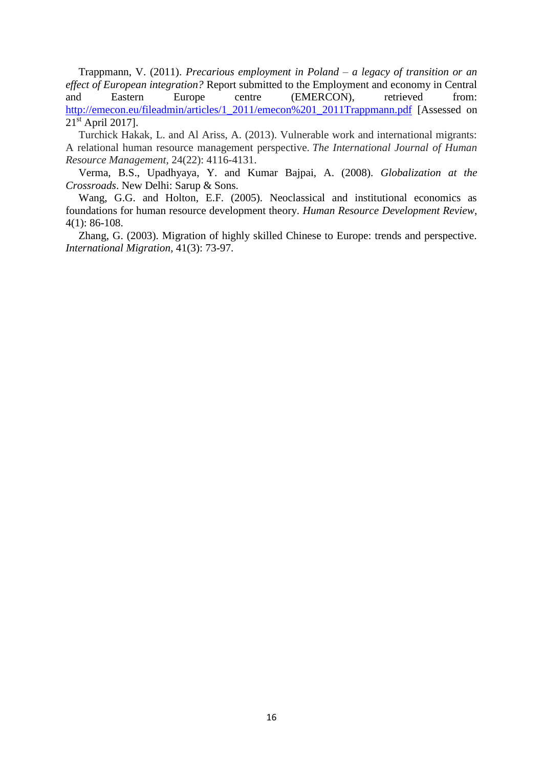Trappmann, V. (2011). *Precarious employment in Poland – a legacy of transition or an effect of European integration?* Report submitted to the Employment and economy in Central and Eastern Europe centre (EMERCON), retrieved from: http://emecon.eu/fileadmin/articles/1_2011/emecon%201_2011Trappmann.pdf [Assessed on 21st April 2017].

Turchick Hakak, L. and Al Ariss, A. (2013). Vulnerable work and international migrants: A relational human resource management perspective. *The International Journal of Human Resource Management*, 24(22): 4116-4131.

Verma, B.S., Upadhyaya, Y. and Kumar Bajpai, A. (2008). *Globalization at the Crossroads*. New Delhi: Sarup & Sons.

Wang, G.G. and Holton, E.F. (2005). Neoclassical and institutional economics as foundations for human resource development theory. *Human Resource Development Review*, 4(1): 86-108.

Zhang, G. (2003). Migration of highly skilled Chinese to Europe: trends and perspective. *International Migration*, 41(3): 73-97.